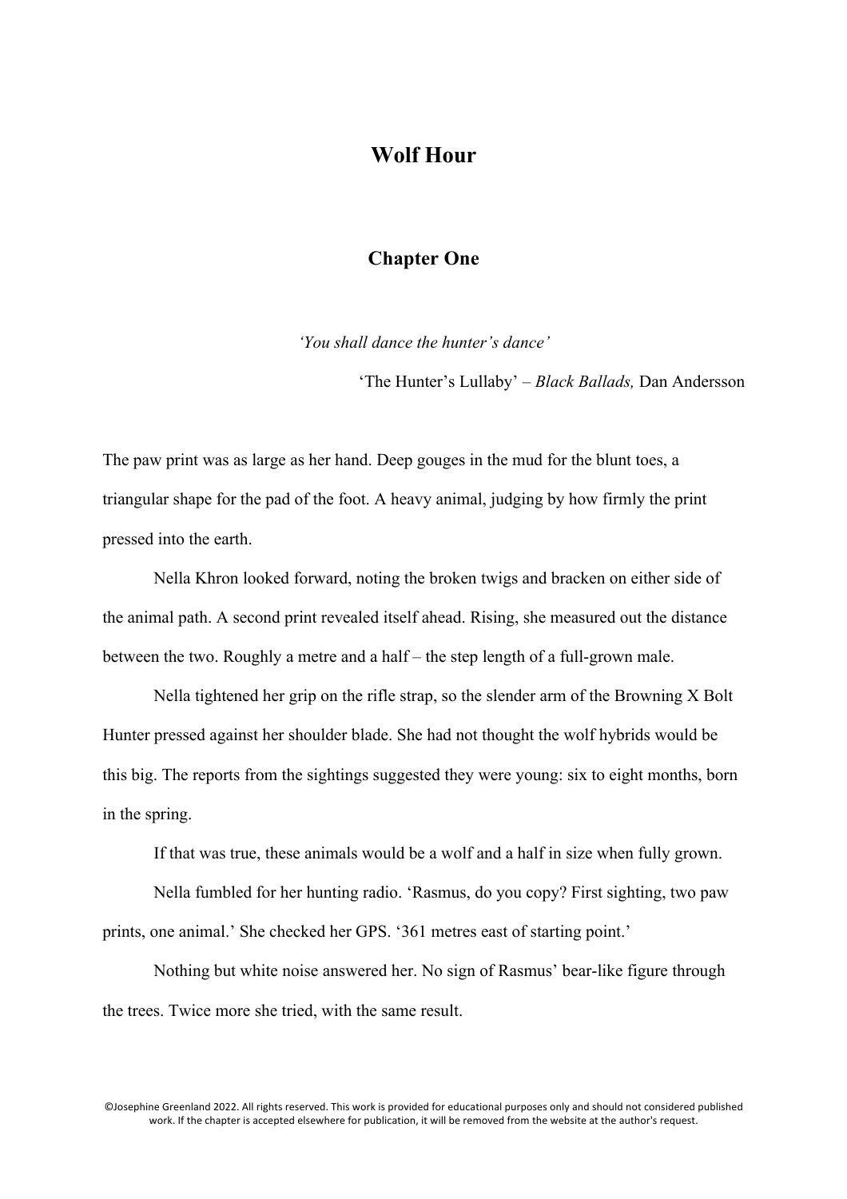# Wolf Hour

## Chapter One

*'You shall dance the hunter's dance'*

'The Hunter's Lullaby' – *Black Ballads,* Dan Andersson

The paw print was as large as her hand. Deep gouges in the mud for the blunt toes, a triangular shape for the pad of the foot. A heavy animal, judging by how firmly the print pressed into the earth.

Nella Khron looked forward, noting the broken twigs and bracken on either side of the animal path. A second print revealed itself ahead. Rising, she measured out the distance between the two. Roughly a metre and a half – the step length of a full-grown male.

Nella tightened her grip on the rifle strap, so the slender arm of the Browning X Bolt Hunter pressed against her shoulder blade. She had not thought the wolf hybrids would be this big. The reports from the sightings suggested they were young: six to eight months, born in the spring.

If that was true, these animals would be a wolf and a half in size when fully grown.

Nella fumbled for her hunting radio. 'Rasmus, do you copy? First sighting, two paw prints, one animal.' She checked her GPS. '361 metres east of starting point.'

Nothing but white noise answered her. No sign of Rasmus' bear-like figure through the trees. Twice more she tried, with the same result.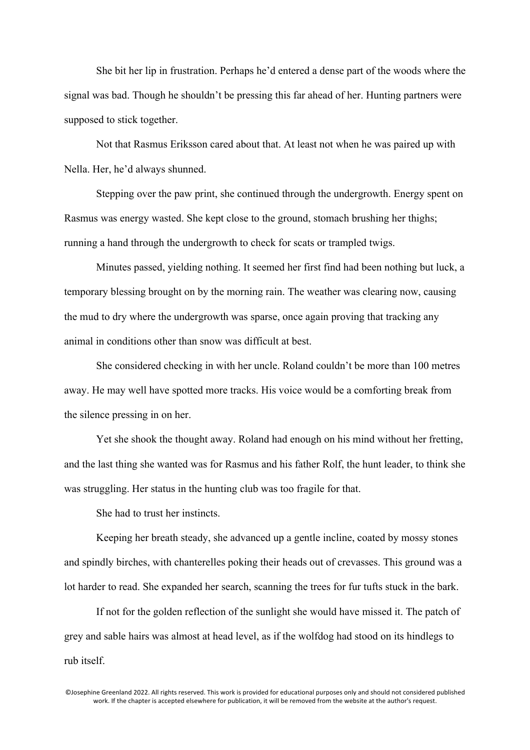She bit her lip in frustration. Perhaps he'd entered a dense part of the woods where the signal was bad. Though he shouldn't be pressing this far ahead of her. Hunting partners were supposed to stick together.

Not that Rasmus Eriksson cared about that. At least not when he was paired up with Nella. Her, he'd always shunned.

Stepping over the paw print, she continued through the undergrowth. Energy spent on Rasmus was energy wasted. She kept close to the ground, stomach brushing her thighs; running a hand through the undergrowth to check for scats or trampled twigs.

Minutes passed, yielding nothing. It seemed her first find had been nothing but luck, a temporary blessing brought on by the morning rain. The weather was clearing now, causing the mud to dry where the undergrowth was sparse, once again proving that tracking any animal in conditions other than snow was difficult at best.

She considered checking in with her uncle. Roland couldn't be more than 100 metres away. He may well have spotted more tracks. His voice would be a comforting break from the silence pressing in on her.

Yet she shook the thought away. Roland had enough on his mind without her fretting, and the last thing she wanted was for Rasmus and his father Rolf, the hunt leader, to think she was struggling. Her status in the hunting club was too fragile for that.

She had to trust her instincts.

Keeping her breath steady, she advanced up a gentle incline, coated by mossy stones and spindly birches, with chanterelles poking their heads out of crevasses. This ground was a lot harder to read. She expanded her search, scanning the trees for fur tufts stuck in the bark.

If not for the golden reflection of the sunlight she would have missed it. The patch of grey and sable hairs was almost at head level, as if the wolfdog had stood on its hindlegs to rub itself.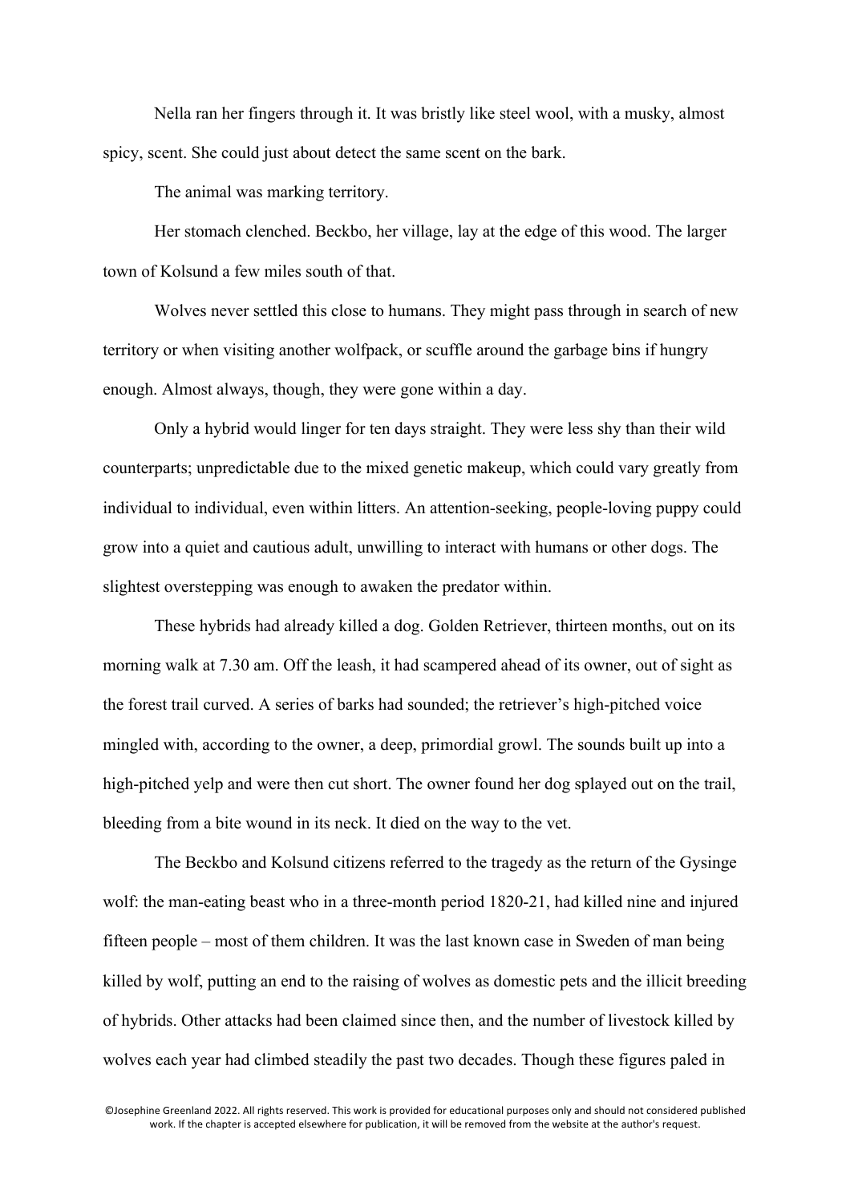Nella ran her fingers through it. It was bristly like steel wool, with a musky, almost spicy, scent. She could just about detect the same scent on the bark.

The animal was marking territory.

Her stomach clenched. Beckbo, her village, lay at the edge of this wood. The larger town of Kolsund a few miles south of that.

Wolves never settled this close to humans. They might pass through in search of new territory or when visiting another wolfpack, or scuffle around the garbage bins if hungry enough. Almost always, though, they were gone within a day.

Only a hybrid would linger for ten days straight. They were less shy than their wild counterparts; unpredictable due to the mixed genetic makeup, which could vary greatly from individual to individual, even within litters. An attention-seeking, people-loving puppy could grow into a quiet and cautious adult, unwilling to interact with humans or other dogs. The slightest overstepping was enough to awaken the predator within.

These hybrids had already killed a dog. Golden Retriever, thirteen months, out on its morning walk at 7.30 am. Off the leash, it had scampered ahead of its owner, out of sight as the forest trail curved. A series of barks had sounded; the retriever's high-pitched voice mingled with, according to the owner, a deep, primordial growl. The sounds built up into a high-pitched yelp and were then cut short. The owner found her dog splayed out on the trail, bleeding from a bite wound in its neck. It died on the way to the vet.

The Beckbo and Kolsund citizens referred to the tragedy as the return of the Gysinge wolf: the man-eating beast who in a three-month period 1820-21, had killed nine and injured fifteen people – most of them children. It was the last known case in Sweden of man being killed by wolf, putting an end to the raising of wolves as domestic pets and the illicit breeding of hybrids. Other attacks had been claimed since then, and the number of livestock killed by wolves each year had climbed steadily the past two decades. Though these figures paled in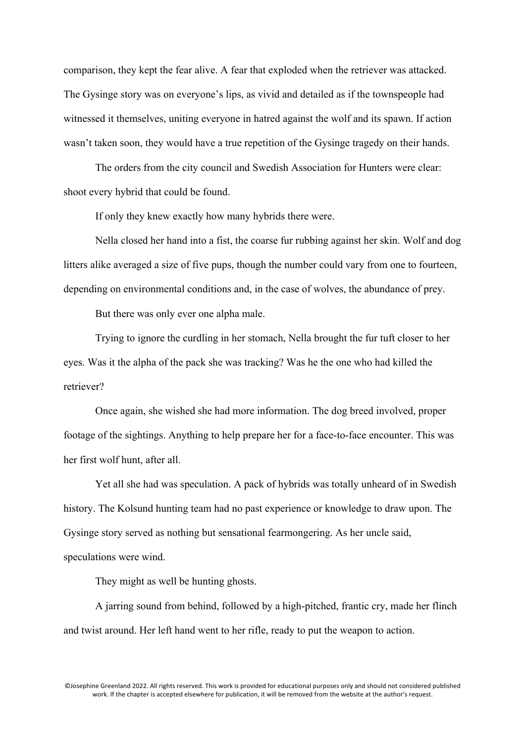comparison, they kept the fear alive. A fear that exploded when the retriever was attacked. The Gysinge story was on everyone's lips, as vivid and detailed as if the townspeople had witnessed it themselves, uniting everyone in hatred against the wolf and its spawn. If action wasn't taken soon, they would have a true repetition of the Gysinge tragedy on their hands.

The orders from the city council and Swedish Association for Hunters were clear: shoot every hybrid that could be found.

If only they knew exactly how many hybrids there were.

Nella closed her hand into a fist, the coarse fur rubbing against her skin. Wolf and dog litters alike averaged a size of five pups, though the number could vary from one to fourteen, depending on environmental conditions and, in the case of wolves, the abundance of prey.

But there was only ever one alpha male.

Trying to ignore the curdling in her stomach, Nella brought the fur tuft closer to her eyes. Was it the alpha of the pack she was tracking? Was he the one who had killed the retriever?

Once again, she wished she had more information. The dog breed involved, proper footage of the sightings. Anything to help prepare her for a face-to-face encounter. This was her first wolf hunt, after all.

Yet all she had was speculation. A pack of hybrids was totally unheard of in Swedish history. The Kolsund hunting team had no past experience or knowledge to draw upon. The Gysinge story served as nothing but sensational fearmongering. As her uncle said, speculations were wind.

They might as well be hunting ghosts.

A jarring sound from behind, followed by a high-pitched, frantic cry, made her flinch and twist around. Her left hand went to her rifle, ready to put the weapon to action.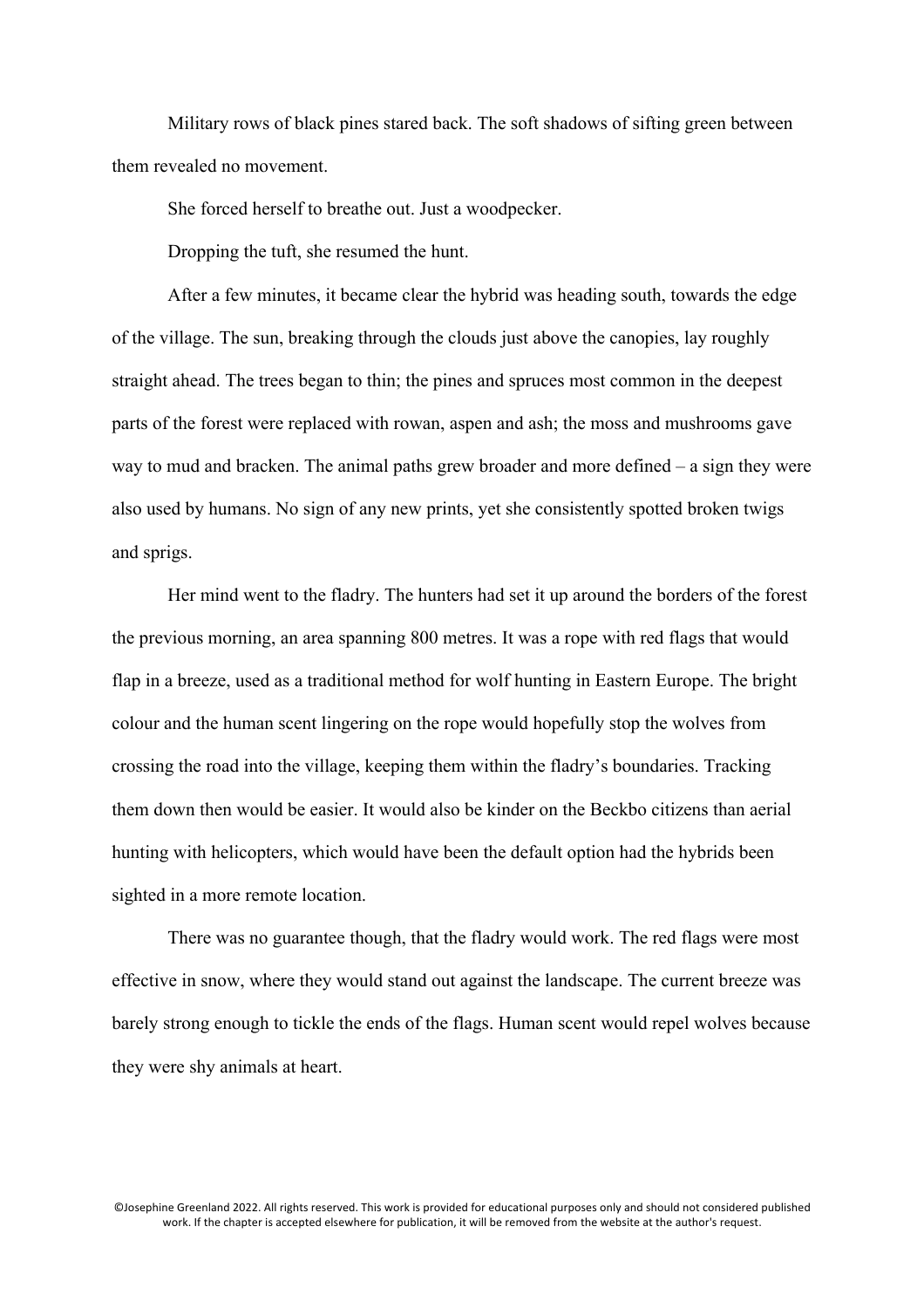Military rows of black pines stared back. The soft shadows of sifting green between them revealed no movement.

She forced herself to breathe out. Just a woodpecker.

Dropping the tuft, she resumed the hunt.

After a few minutes, it became clear the hybrid was heading south, towards the edge of the village. The sun, breaking through the clouds just above the canopies, lay roughly straight ahead. The trees began to thin; the pines and spruces most common in the deepest parts of the forest were replaced with rowan, aspen and ash; the moss and mushrooms gave way to mud and bracken. The animal paths grew broader and more defined – a sign they were also used by humans. No sign of any new prints, yet she consistently spotted broken twigs and sprigs.

Her mind went to the fladry. The hunters had set it up around the borders of the forest the previous morning, an area spanning 800 metres. It was a rope with red flags that would flap in a breeze, used as a traditional method for wolf hunting in Eastern Europe. The bright colour and the human scent lingering on the rope would hopefully stop the wolves from crossing the road into the village, keeping them within the fladry's boundaries. Tracking them down then would be easier. It would also be kinder on the Beckbo citizens than aerial hunting with helicopters, which would have been the default option had the hybrids been sighted in a more remote location.

There was no guarantee though, that the fladry would work. The red flags were most effective in snow, where they would stand out against the landscape. The current breeze was barely strong enough to tickle the ends of the flags. Human scent would repel wolves because they were shy animals at heart.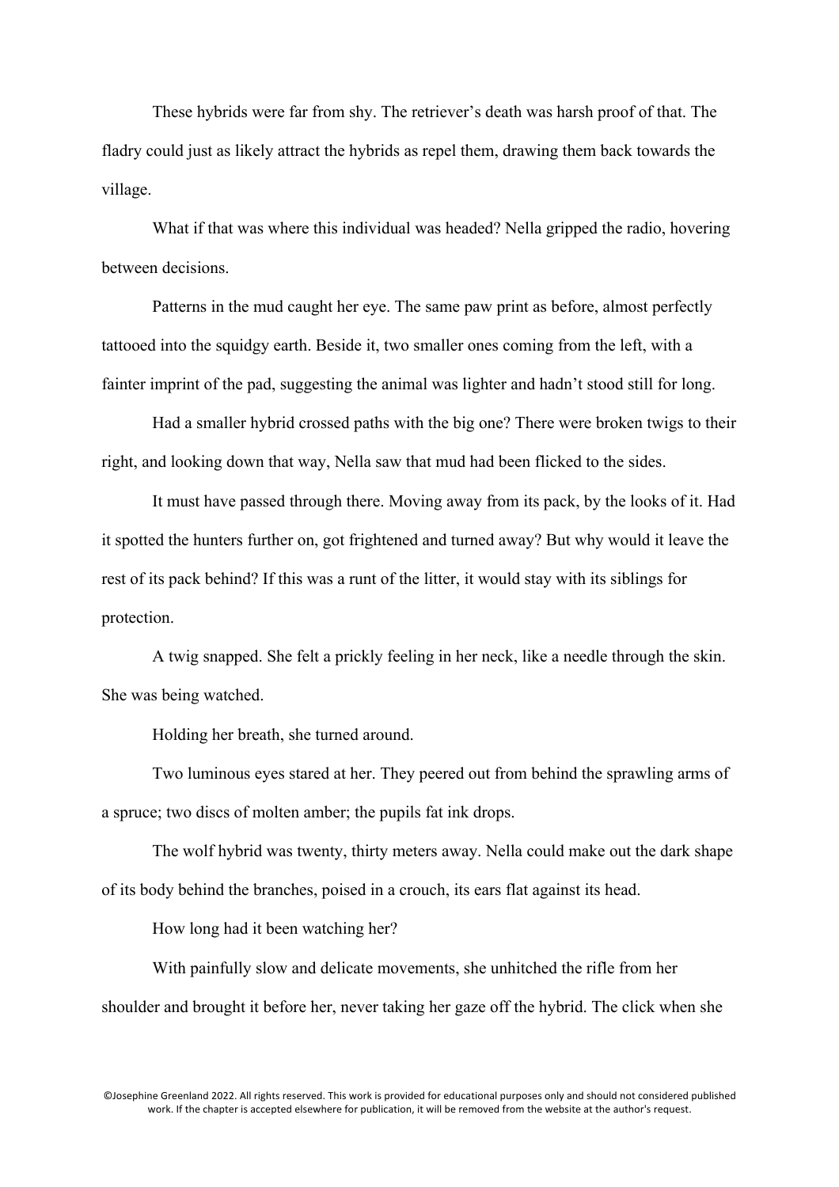These hybrids were far from shy. The retriever's death was harsh proof of that. The fladry could just as likely attract the hybrids as repel them, drawing them back towards the village.

What if that was where this individual was headed? Nella gripped the radio, hovering between decisions.

Patterns in the mud caught her eye. The same paw print as before, almost perfectly tattooed into the squidgy earth. Beside it, two smaller ones coming from the left, with a fainter imprint of the pad, suggesting the animal was lighter and hadn't stood still for long.

Had a smaller hybrid crossed paths with the big one? There were broken twigs to their right, and looking down that way, Nella saw that mud had been flicked to the sides.

It must have passed through there. Moving away from its pack, by the looks of it. Had it spotted the hunters further on, got frightened and turned away? But why would it leave the rest of its pack behind? If this was a runt of the litter, it would stay with its siblings for protection.

A twig snapped. She felt a prickly feeling in her neck, like a needle through the skin. She was being watched.

Holding her breath, she turned around.

Two luminous eyes stared at her. They peered out from behind the sprawling arms of a spruce; two discs of molten amber; the pupils fat ink drops.

The wolf hybrid was twenty, thirty meters away. Nella could make out the dark shape of its body behind the branches, poised in a crouch, its ears flat against its head.

How long had it been watching her?

With painfully slow and delicate movements, she unhitched the rifle from her shoulder and brought it before her, never taking her gaze off the hybrid. The click when she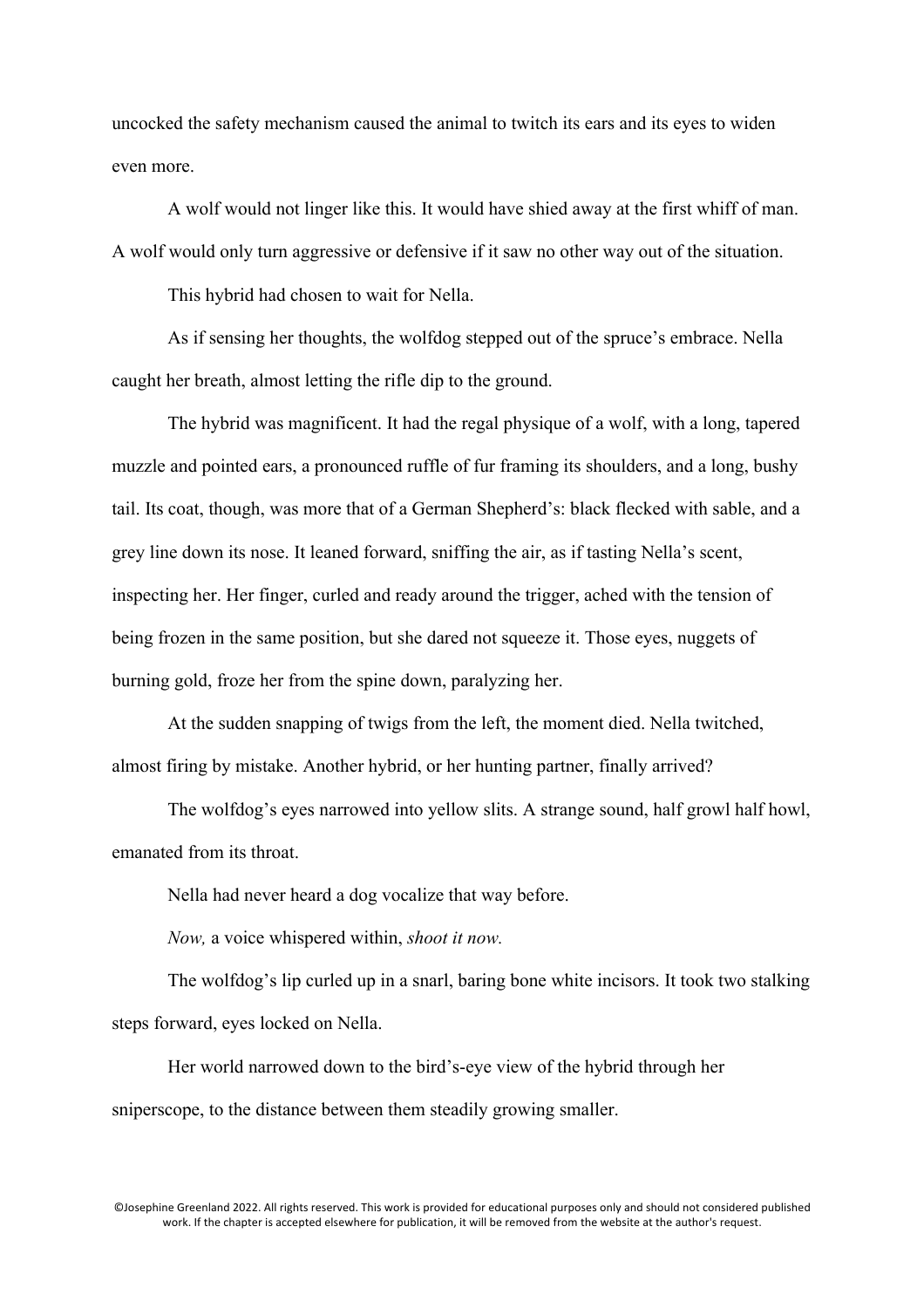uncocked the safety mechanism caused the animal to twitch its ears and its eyes to widen even more.

A wolf would not linger like this. It would have shied away at the first whiff of man. A wolf would only turn aggressive or defensive if it saw no other way out of the situation.

This hybrid had chosen to wait for Nella.

As if sensing her thoughts, the wolfdog stepped out of the spruce's embrace. Nella caught her breath, almost letting the rifle dip to the ground.

The hybrid was magnificent. It had the regal physique of a wolf, with a long, tapered muzzle and pointed ears, a pronounced ruffle of fur framing its shoulders, and a long, bushy tail. Its coat, though, was more that of a German Shepherd's: black flecked with sable, and a grey line down its nose. It leaned forward, sniffing the air, as if tasting Nella's scent, inspecting her. Her finger, curled and ready around the trigger, ached with the tension of being frozen in the same position, but she dared not squeeze it. Those eyes, nuggets of burning gold, froze her from the spine down, paralyzing her.

At the sudden snapping of twigs from the left, the moment died. Nella twitched, almost firing by mistake. Another hybrid, or her hunting partner, finally arrived?

The wolfdog's eyes narrowed into yellow slits. A strange sound, half growl half howl, emanated from its throat.

Nella had never heard a dog vocalize that way before.

*Now,* a voice whispered within, *shoot it now.*

The wolfdog's lip curled up in a snarl, baring bone white incisors. It took two stalking steps forward, eyes locked on Nella.

Her world narrowed down to the bird's-eye view of the hybrid through her sniperscope, to the distance between them steadily growing smaller.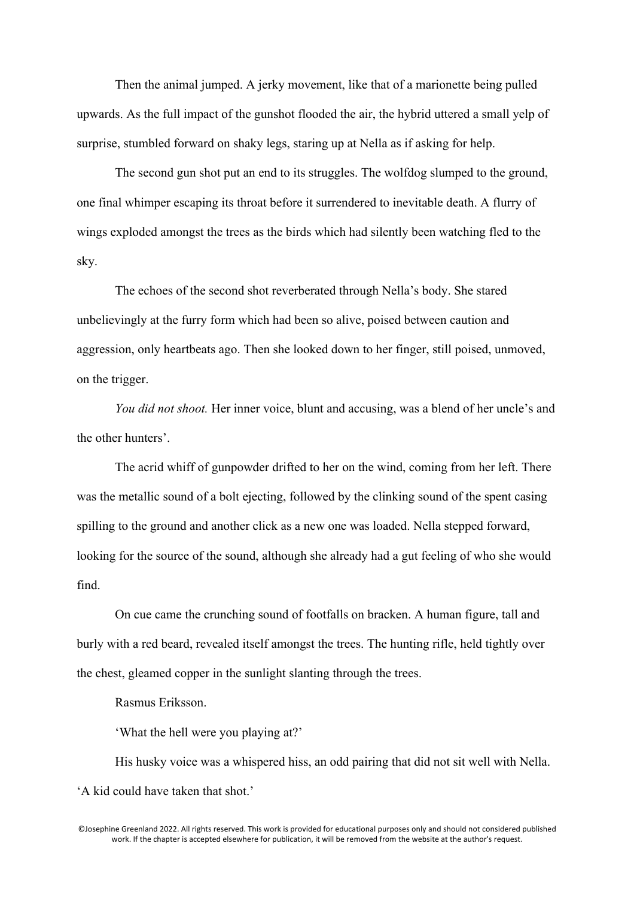Then the animal jumped. A jerky movement, like that of a marionette being pulled upwards. As the full impact of the gunshot flooded the air, the hybrid uttered a small yelp of surprise, stumbled forward on shaky legs, staring up at Nella as if asking for help.

The second gun shot put an end to its struggles. The wolfdog slumped to the ground, one final whimper escaping its throat before it surrendered to inevitable death. A flurry of wings exploded amongst the trees as the birds which had silently been watching fled to the sky.

The echoes of the second shot reverberated through Nella's body. She stared unbelievingly at the furry form which had been so alive, poised between caution and aggression, only heartbeats ago. Then she looked down to her finger, still poised, unmoved, on the trigger.

*You did not shoot.* Her inner voice, blunt and accusing, was a blend of her uncle's and the other hunters'.

The acrid whiff of gunpowder drifted to her on the wind, coming from her left. There was the metallic sound of a bolt ejecting, followed by the clinking sound of the spent casing spilling to the ground and another click as a new one was loaded. Nella stepped forward, looking for the source of the sound, although she already had a gut feeling of who she would find.

On cue came the crunching sound of footfalls on bracken. A human figure, tall and burly with a red beard, revealed itself amongst the trees. The hunting rifle, held tightly over the chest, gleamed copper in the sunlight slanting through the trees.

Rasmus Eriksson.

'What the hell were you playing at?'

His husky voice was a whispered hiss, an odd pairing that did not sit well with Nella. 'A kid could have taken that shot.'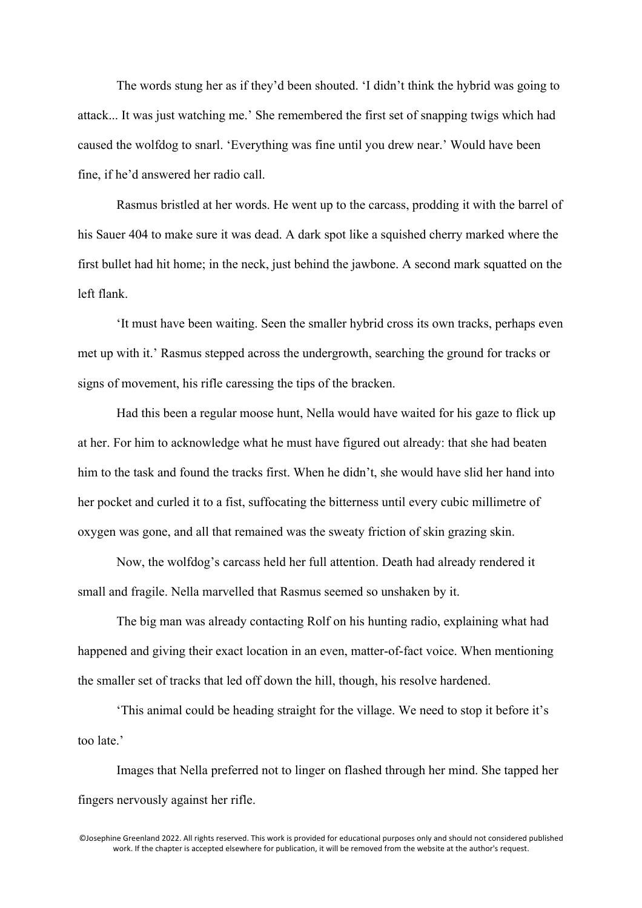The words stung her as if they'd been shouted. 'I didn't think the hybrid was going to attack... It was just watching me.' She remembered the first set of snapping twigs which had caused the wolfdog to snarl. 'Everything was fine until you drew near.' Would have been fine, if he'd answered her radio call.

Rasmus bristled at her words. He went up to the carcass, prodding it with the barrel of his Sauer 404 to make sure it was dead. A dark spot like a squished cherry marked where the first bullet had hit home; in the neck, just behind the jawbone. A second mark squatted on the left flank.

'It must have been waiting. Seen the smaller hybrid cross its own tracks, perhaps even met up with it.' Rasmus stepped across the undergrowth, searching the ground for tracks or signs of movement, his rifle caressing the tips of the bracken.

Had this been a regular moose hunt, Nella would have waited for his gaze to flick up at her. For him to acknowledge what he must have figured out already: that she had beaten him to the task and found the tracks first. When he didn't, she would have slid her hand into her pocket and curled it to a fist, suffocating the bitterness until every cubic millimetre of oxygen was gone, and all that remained was the sweaty friction of skin grazing skin.

Now, the wolfdog's carcass held her full attention. Death had already rendered it small and fragile. Nella marvelled that Rasmus seemed so unshaken by it.

The big man was already contacting Rolf on his hunting radio, explaining what had happened and giving their exact location in an even, matter-of-fact voice. When mentioning the smaller set of tracks that led off down the hill, though, his resolve hardened.

'This animal could be heading straight for the village. We need to stop it before it's too late.'

Images that Nella preferred not to linger on flashed through her mind. She tapped her fingers nervously against her rifle.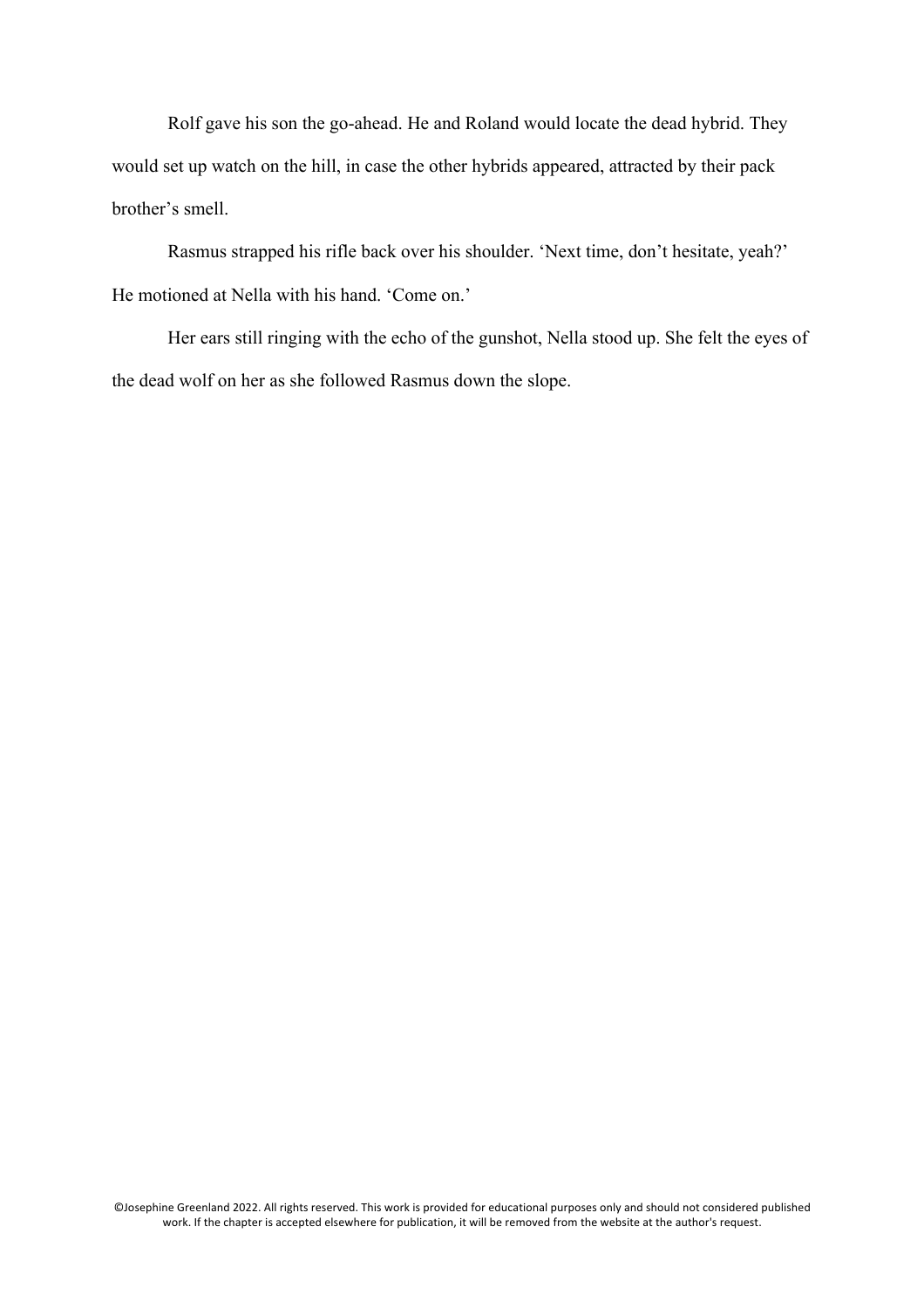Rolf gave his son the go-ahead. He and Roland would locate the dead hybrid. They would set up watch on the hill, in case the other hybrids appeared, attracted by their pack brother's smell.

Rasmus strapped his rifle back over his shoulder. 'Next time, don't hesitate, yeah?' He motioned at Nella with his hand. 'Come on.'

Her ears still ringing with the echo of the gunshot, Nella stood up. She felt the eyes of the dead wolf on her as she followed Rasmus down the slope.